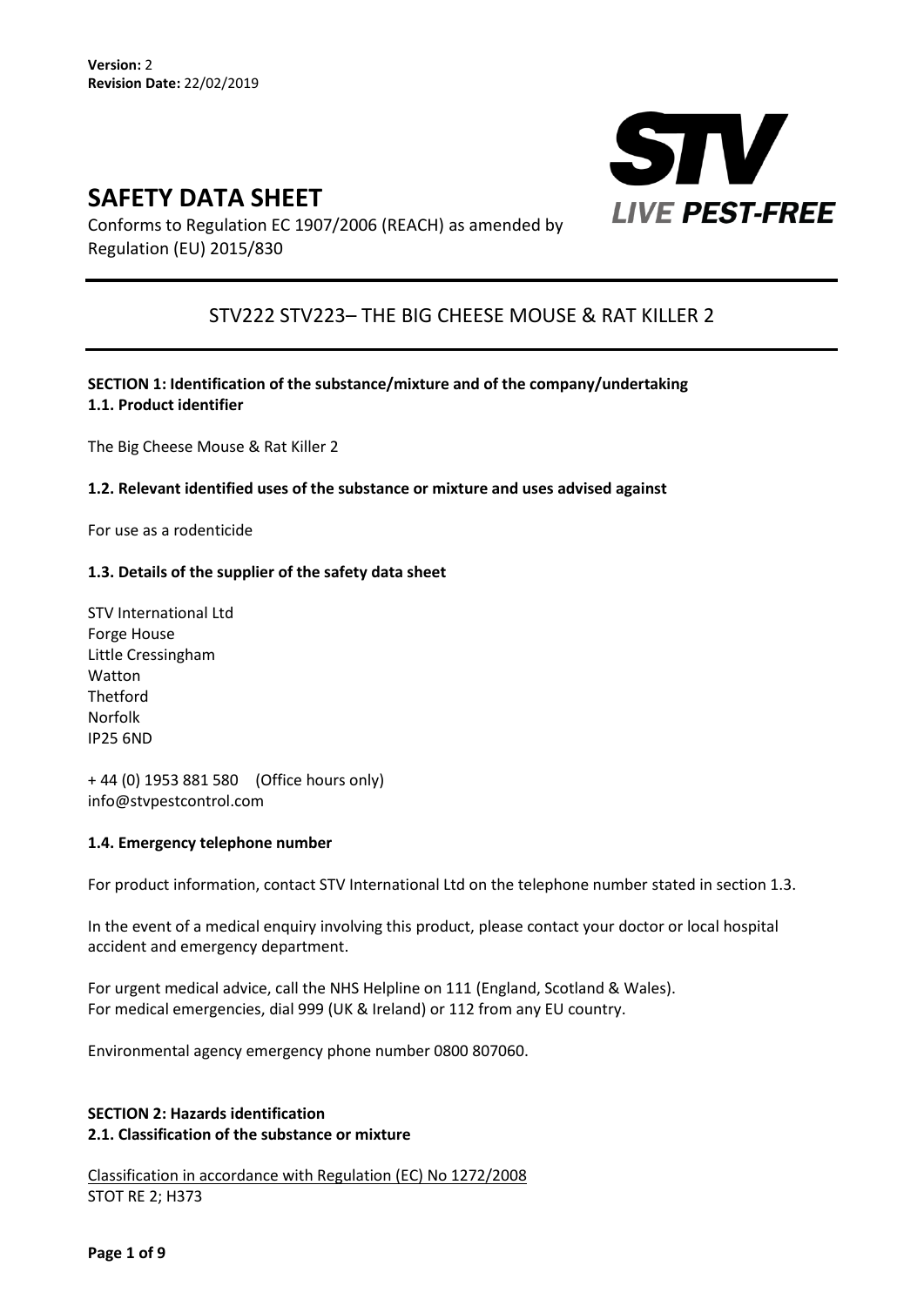**Version:** 2
**Revision Date:** 22/02/2019

# SAFETY DATA SHEET

Conforms to Regulation EC 1907/2006 (REACH) as amended by Regulation (EU) 2015/830

STV
LIVE PEST-FREE

## STV222 STV223– THE BIG CHEESE MOUSE & RAT KILLER 2

### SECTION 1: Identification of the substance/mixture and of the company/undertaking

**1.1. Product identifier**

The Big Cheese Mouse & Rat Killer 2

**1.2. Relevant identified uses of the substance or mixture and uses advised against**

For use as a rodenticide

**1.3. Details of the supplier of the safety data sheet**

STV International Ltd
Forge House
Little Cressingham
Watton
Thetford
Norfolk
IP25 6ND

+ 44 (0) 1953 881 580 (Office hours only)
info@stvpestcontrol.com

**1.4. Emergency telephone number**

For product information, contact STV International Ltd on the telephone number stated in section 1.3.

In the event of a medical enquiry involving this product, please contact your doctor or local hospital accident and emergency department.

For urgent medical advice, call the NHS Helpline on 111 (England, Scotland & Wales).
For medical emergencies, dial 999 (UK & Ireland) or 112 from any EU country.

Environmental agency emergency phone number 0800 807060.

### SECTION 2: Hazards identification

**2.1. Classification of the substance or mixture**

Classification in accordance with Regulation (EC) No 1272/2008
STOT RE 2; H373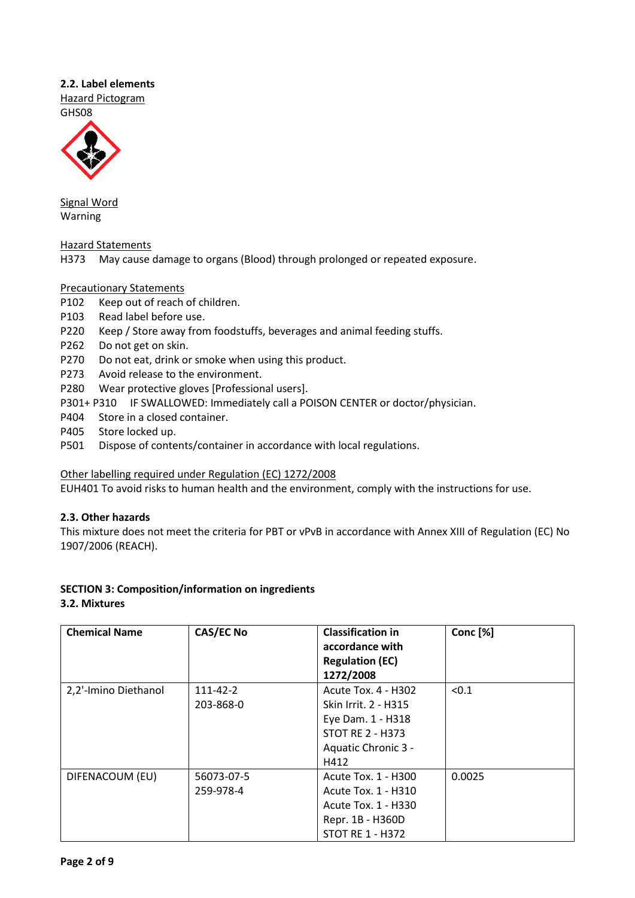### 2.2. Label elements

Hazard Pictogram

GHS08

Signal Word

Warning

Hazard Statements

H373 May cause damage to organs (Blood) through prolonged or repeated exposure.

Precautionary Statements

P102 Keep out of reach of children.
P103 Read label before use.
P220 Keep / Store away from foodstuffs, beverages and animal feeding stuffs.
P262 Do not get on skin.
P270 Do not eat, drink or smoke when using this product.
P273 Avoid release to the environment.
P280 Wear protective gloves [Professional users].
P301+ P310 IF SWALLOWED: Immediately call a POISON CENTER or doctor/physician.
P404 Store in a closed container.
P405 Store locked up.
P501 Dispose of contents/container in accordance with local regulations.

Other labelling required under Regulation (EC) 1272/2008

EUH401 To avoid risks to human health and the environment, comply with the instructions for use.

### 2.3. Other hazards

This mixture does not meet the criteria for PBT or vPvB in accordance with Annex XIII of Regulation (EC) No 1907/2006 (REACH).

## SECTION 3: Composition/information on ingredients

### 3.2. Mixtures

| Chemical Name | CAS/EC No | Classification in accordance with Regulation (EC) 1272/2008 | Conc [%] |
|---|---|---|---|
| 2,2'-Imino Diethanol | 111-42-2<br>203-868-0 | Acute Tox. 4 - H302<br>Skin Irrit. 2 - H315<br>Eye Dam. 1 - H318<br>STOT RE 2 - H373<br>Aquatic Chronic 3 - H412 | <0.1 |
| DIFENACOUM (EU) | 56073-07-5<br>259-978-4 | Acute Tox. 1 - H300<br>Acute Tox. 1 - H310<br>Acute Tox. 1 - H330<br>Repr. 1B - H360D<br>STOT RE 1 - H372 | 0.0025 |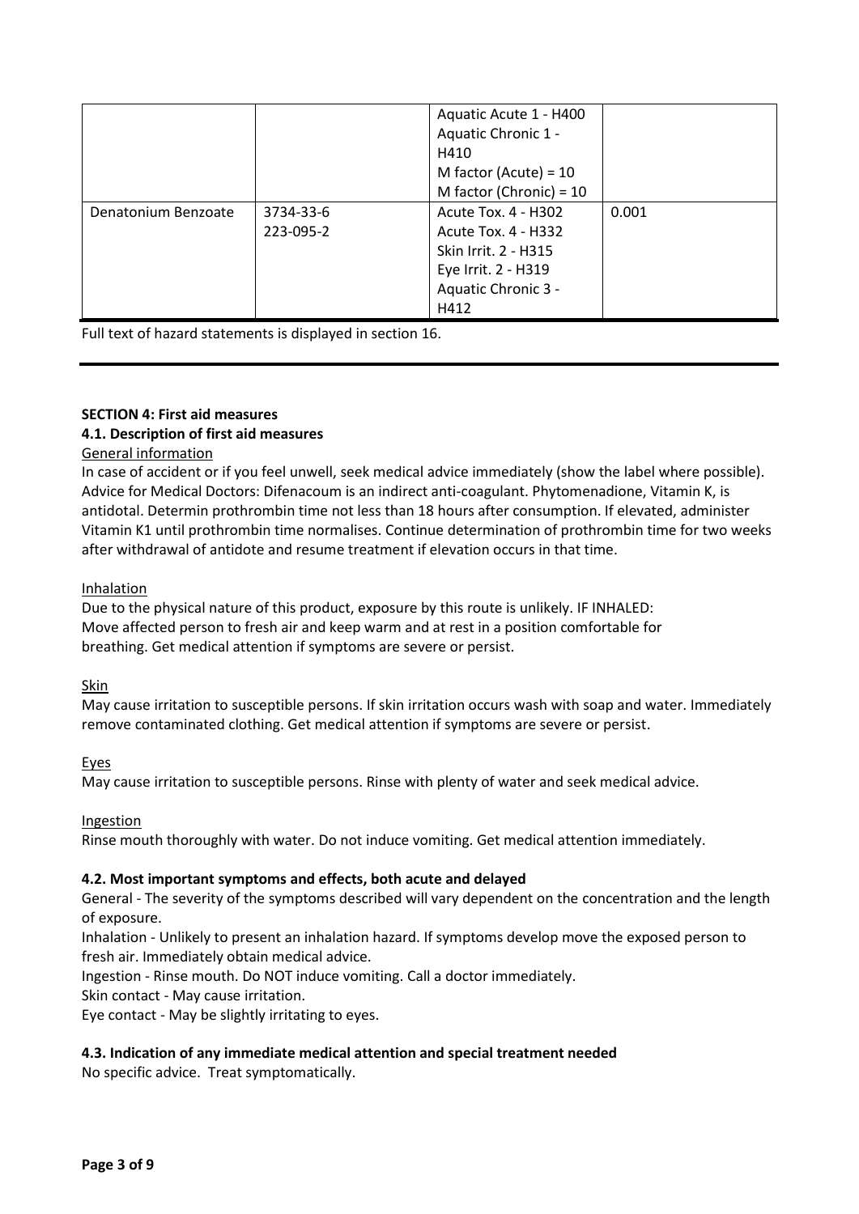|  |  | Aquatic Acute 1 - H400<br>Aquatic Chronic 1 - H410<br>M factor (Acute) = 10<br>M factor (Chronic) = 10 |  |
| --- | --- | --- | --- |
| Denatonium Benzoate | 3734-33-6<br>223-095-2 | Acute Tox. 4 - H302<br>Acute Tox. 4 - H332<br>Skin Irrit. 2 - H315<br>Eye Irrit. 2 - H319<br>Aquatic Chronic 3 - H412 | 0.001 |

Full text of hazard statements is displayed in section 16.

**SECTION 4: First aid measures**

**4.1. Description of first aid measures**

General information

In case of accident or if you feel unwell, seek medical advice immediately (show the label where possible). Advice for Medical Doctors: Difenacoum is an indirect anti-coagulant. Phytomenadione, Vitamin K, is antidotal. Determin prothrombin time not less than 18 hours after consumption. If elevated, administer Vitamin K1 until prothrombin time normalises. Continue determination of prothrombin time for two weeks after withdrawal of antidote and resume treatment if elevation occurs in that time.

Inhalation

Due to the physical nature of this product, exposure by this route is unlikely. IF INHALED: Move affected person to fresh air and keep warm and at rest in a position comfortable for breathing. Get medical attention if symptoms are severe or persist.

Skin

May cause irritation to susceptible persons. If skin irritation occurs wash with soap and water. Immediately remove contaminated clothing. Get medical attention if symptoms are severe or persist.

Eyes

May cause irritation to susceptible persons. Rinse with plenty of water and seek medical advice.

Ingestion

Rinse mouth thoroughly with water. Do not induce vomiting. Get medical attention immediately.

**4.2. Most important symptoms and effects, both acute and delayed**

General - The severity of the symptoms described will vary dependent on the concentration and the length of exposure.

Inhalation - Unlikely to present an inhalation hazard. If symptoms develop move the exposed person to fresh air. Immediately obtain medical advice.

Ingestion - Rinse mouth. Do NOT induce vomiting. Call a doctor immediately.

Skin contact - May cause irritation.

Eye contact - May be slightly irritating to eyes.

**4.3. Indication of any immediate medical attention and special treatment needed**

No specific advice. Treat symptomatically.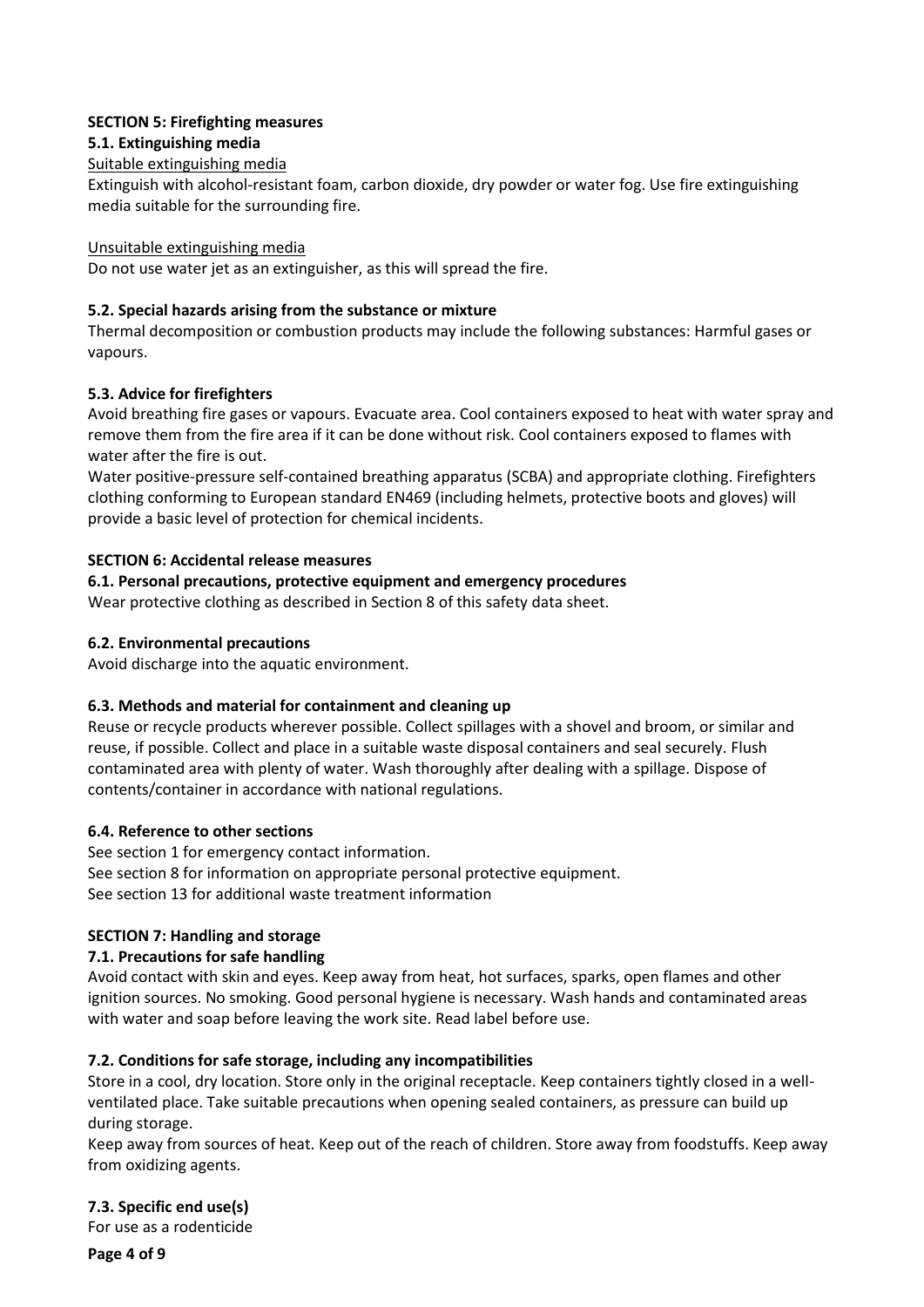## SECTION 5: Firefighting measures

### 5.1. Extinguishing media

Suitable extinguishing media

Extinguish with alcohol-resistant foam, carbon dioxide, dry powder or water fog. Use fire extinguishing media suitable for the surrounding fire.

Unsuitable extinguishing media

Do not use water jet as an extinguisher, as this will spread the fire.

### 5.2. Special hazards arising from the substance or mixture

Thermal decomposition or combustion products may include the following substances: Harmful gases or vapours.

### 5.3. Advice for firefighters

Avoid breathing fire gases or vapours. Evacuate area. Cool containers exposed to heat with water spray and remove them from the fire area if it can be done without risk. Cool containers exposed to flames with water after the fire is out.

Water positive-pressure self-contained breathing apparatus (SCBA) and appropriate clothing. Firefighters clothing conforming to European standard EN469 (including helmets, protective boots and gloves) will provide a basic level of protection for chemical incidents.

## SECTION 6: Accidental release measures

### 6.1. Personal precautions, protective equipment and emergency procedures

Wear protective clothing as described in Section 8 of this safety data sheet.

### 6.2. Environmental precautions

Avoid discharge into the aquatic environment.

### 6.3. Methods and material for containment and cleaning up

Reuse or recycle products wherever possible. Collect spillages with a shovel and broom, or similar and reuse, if possible. Collect and place in a suitable waste disposal containers and seal securely. Flush contaminated area with plenty of water. Wash thoroughly after dealing with a spillage. Dispose of contents/container in accordance with national regulations.

### 6.4. Reference to other sections

See section 1 for emergency contact information.
See section 8 for information on appropriate personal protective equipment.
See section 13 for additional waste treatment information

## SECTION 7: Handling and storage

### 7.1. Precautions for safe handling

Avoid contact with skin and eyes. Keep away from heat, hot surfaces, sparks, open flames and other ignition sources. No smoking. Good personal hygiene is necessary. Wash hands and contaminated areas with water and soap before leaving the work site. Read label before use.

### 7.2. Conditions for safe storage, including any incompatibilities

Store in a cool, dry location. Store only in the original receptacle. Keep containers tightly closed in a well-ventilated place. Take suitable precautions when opening sealed containers, as pressure can build up during storage.

Keep away from sources of heat. Keep out of the reach of children. Store away from foodstuffs. Keep away from oxidizing agents.

### 7.3. Specific end use(s)

For use as a rodenticide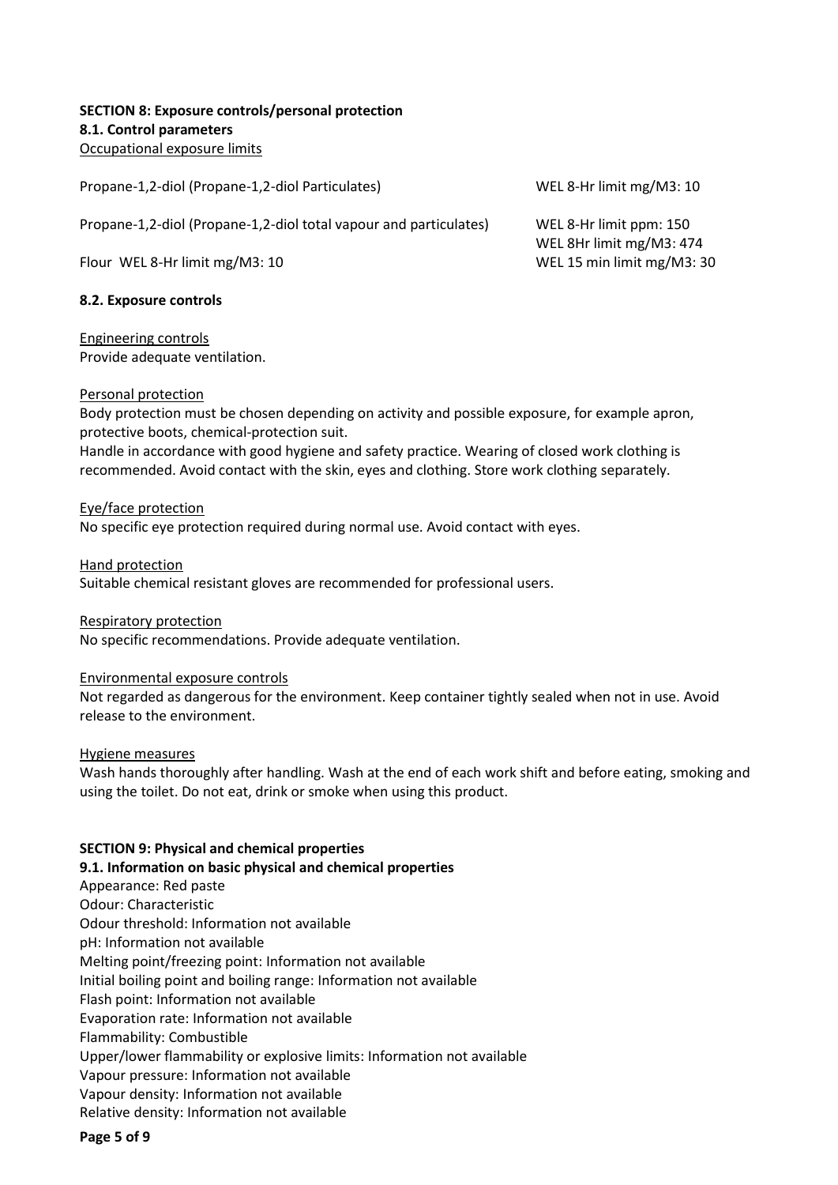**SECTION 8: Exposure controls/personal protection**

**8.1. Control parameters**

Occupational exposure limits

| | |
|---|---|
| Propane-1,2-diol (Propane-1,2-diol Particulates) | WEL 8-Hr limit mg/M3: 10 |
| Propane-1,2-diol (Propane-1,2-diol total vapour and particulates) | WEL 8-Hr limit ppm: 150<br>WEL 8Hr limit mg/M3: 474 |
| Flour WEL 8-Hr limit mg/M3: 10 | WEL 15 min limit mg/M3: 30 |

**8.2. Exposure controls**

Engineering controls

Provide adequate ventilation.

Personal protection

Body protection must be chosen depending on activity and possible exposure, for example apron, protective boots, chemical-protection suit.

Handle in accordance with good hygiene and safety practice. Wearing of closed work clothing is recommended. Avoid contact with the skin, eyes and clothing. Store work clothing separately.

Eye/face protection

No specific eye protection required during normal use. Avoid contact with eyes.

Hand protection

Suitable chemical resistant gloves are recommended for professional users.

Respiratory protection

No specific recommendations. Provide adequate ventilation.

Environmental exposure controls

Not regarded as dangerous for the environment. Keep container tightly sealed when not in use. Avoid release to the environment.

Hygiene measures

Wash hands thoroughly after handling. Wash at the end of each work shift and before eating, smoking and using the toilet. Do not eat, drink or smoke when using this product.

**SECTION 9: Physical and chemical properties**

**9.1. Information on basic physical and chemical properties**

Appearance: Red paste
Odour: Characteristic
Odour threshold: Information not available
pH: Information not available
Melting point/freezing point: Information not available
Initial boiling point and boiling range: Information not available
Flash point: Information not available
Evaporation rate: Information not available
Flammability: Combustible
Upper/lower flammability or explosive limits: Information not available
Vapour pressure: Information not available
Vapour density: Information not available
Relative density: Information not available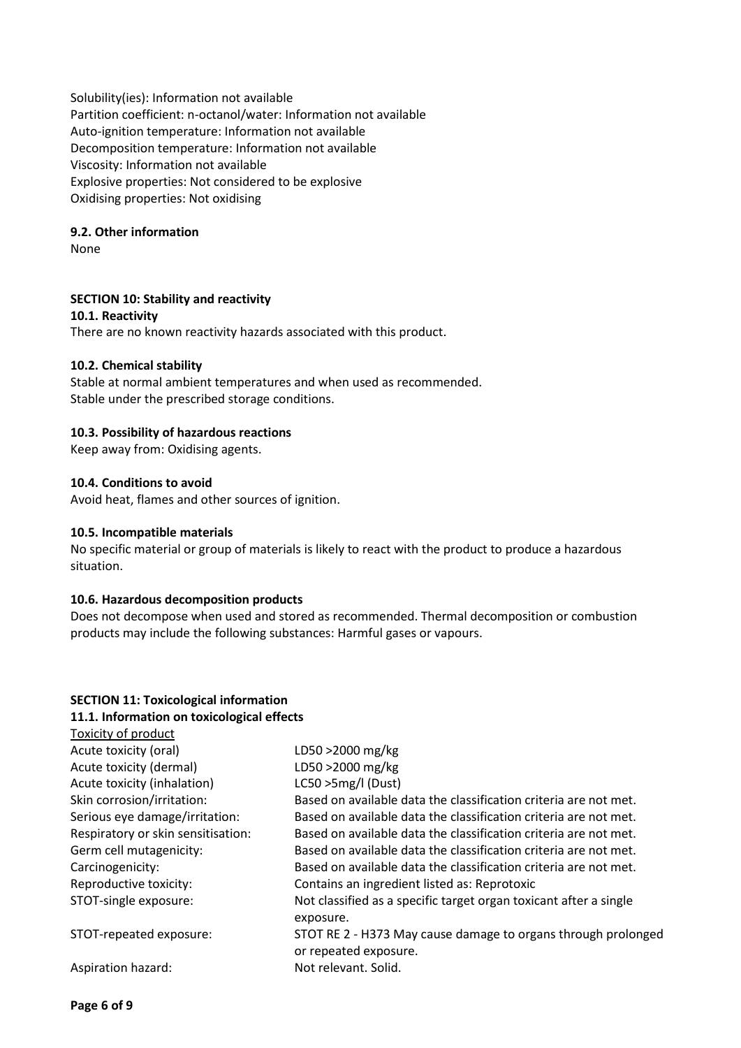Solubility(ies): Information not available
Partition coefficient: n-octanol/water: Information not available
Auto-ignition temperature: Information not available
Decomposition temperature: Information not available
Viscosity: Information not available
Explosive properties: Not considered to be explosive
Oxidising properties: Not oxidising

**9.2. Other information**

None

## SECTION 10: Stability and reactivity

**10.1. Reactivity**

There are no known reactivity hazards associated with this product.

**10.2. Chemical stability**

Stable at normal ambient temperatures and when used as recommended.
Stable under the prescribed storage conditions.

**10.3. Possibility of hazardous reactions**

Keep away from: Oxidising agents.

**10.4. Conditions to avoid**

Avoid heat, flames and other sources of ignition.

**10.5. Incompatible materials**

No specific material or group of materials is likely to react with the product to produce a hazardous situation.

**10.6. Hazardous decomposition products**

Does not decompose when used and stored as recommended. Thermal decomposition or combustion products may include the following substances: Harmful gases or vapours.

## SECTION 11: Toxicological information

**11.1. Information on toxicological effects**

Toxicity of product

| | |
|---|---|
| Acute toxicity (oral) | LD50 >2000 mg/kg |
| Acute toxicity (dermal) | LD50 >2000 mg/kg |
| Acute toxicity (inhalation) | LC50 >5mg/l (Dust) |
| Skin corrosion/irritation: | Based on available data the classification criteria are not met. |
| Serious eye damage/irritation: | Based on available data the classification criteria are not met. |
| Respiratory or skin sensitisation: | Based on available data the classification criteria are not met. |
| Germ cell mutagenicity: | Based on available data the classification criteria are not met. |
| Carcinogenicity: | Based on available data the classification criteria are not met. |
| Reproductive toxicity: | Contains an ingredient listed as: Reprotoxic |
| STOT-single exposure: | Not classified as a specific target organ toxicant after a single exposure. |
| STOT-repeated exposure: | STOT RE 2 - H373 May cause damage to organs through prolonged or repeated exposure. |
| Aspiration hazard: | Not relevant. Solid. |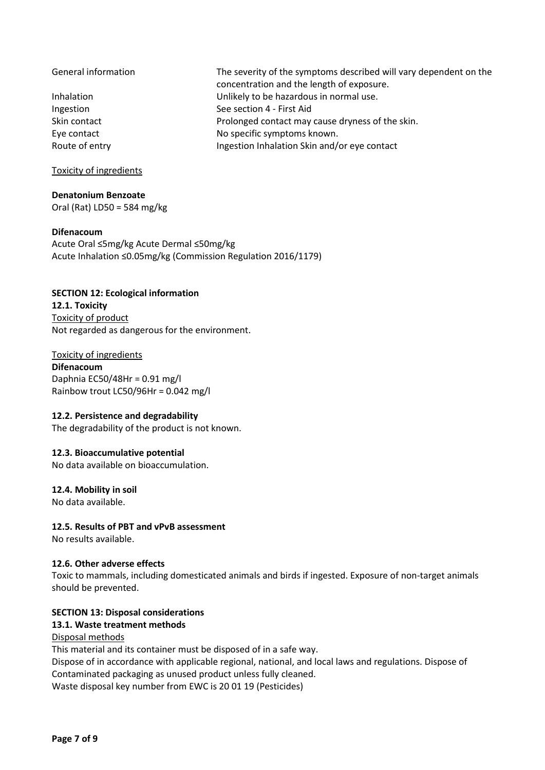| | |
|---|---|
| General information | The severity of the symptoms described will vary dependent on the concentration and the length of exposure. |
| Inhalation | Unlikely to be hazardous in normal use. |
| Ingestion | See section 4 - First Aid |
| Skin contact | Prolonged contact may cause dryness of the skin. |
| Eye contact | No specific symptoms known. |
| Route of entry | Ingestion Inhalation Skin and/or eye contact |

Toxicity of ingredients

**Denatonium Benzoate**
Oral (Rat) LD50 = 584 mg/kg

**Difenacoum**
Acute Oral ≤5mg/kg Acute Dermal ≤50mg/kg
Acute Inhalation ≤0.05mg/kg (Commission Regulation 2016/1179)

## SECTION 12: Ecological information

### 12.1. Toxicity

Toxicity of product
Not regarded as dangerous for the environment.

Toxicity of ingredients
**Difenacoum**
Daphnia EC50/48Hr = 0.91 mg/l
Rainbow trout LC50/96Hr = 0.042 mg/l

### 12.2. Persistence and degradability

The degradability of the product is not known.

### 12.3. Bioaccumulative potential

No data available on bioaccumulation.

### 12.4. Mobility in soil

No data available.

### 12.5. Results of PBT and vPvB assessment

No results available.

### 12.6. Other adverse effects

Toxic to mammals, including domesticated animals and birds if ingested. Exposure of non-target animals should be prevented.

## SECTION 13: Disposal considerations

### 13.1. Waste treatment methods

Disposal methods
This material and its container must be disposed of in a safe way.
Dispose of in accordance with applicable regional, national, and local laws and regulations. Dispose of Contaminated packaging as unused product unless fully cleaned.
Waste disposal key number from EWC is 20 01 19 (Pesticides)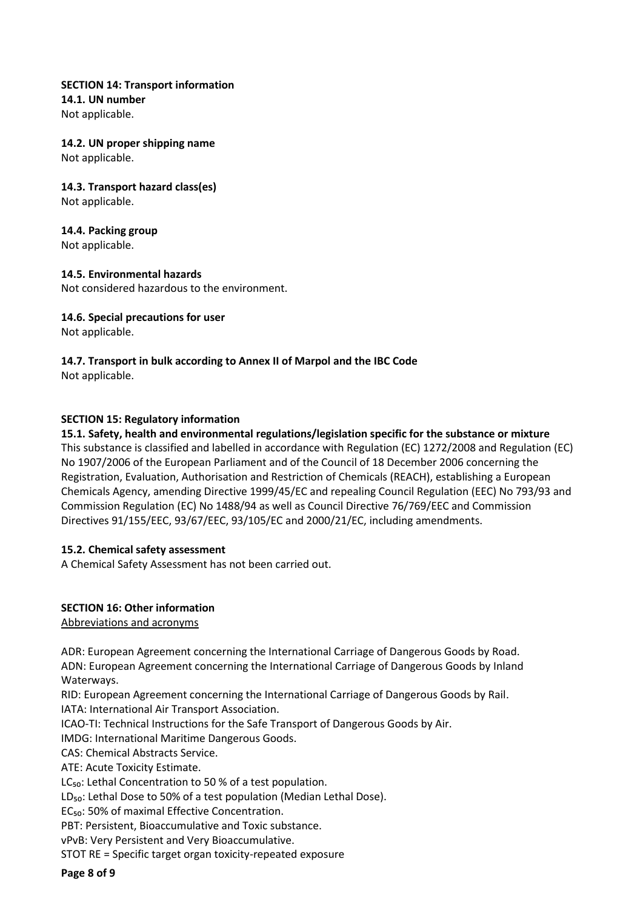## SECTION 14: Transport information

**14.1. UN number**
Not applicable.

**14.2. UN proper shipping name**
Not applicable.

**14.3. Transport hazard class(es)**
Not applicable.

**14.4. Packing group**
Not applicable.

**14.5. Environmental hazards**
Not considered hazardous to the environment.

**14.6. Special precautions for user**
Not applicable.

**14.7. Transport in bulk according to Annex II of Marpol and the IBC Code**
Not applicable.

## SECTION 15: Regulatory information

**15.1. Safety, health and environmental regulations/legislation specific for the substance or mixture**
This substance is classified and labelled in accordance with Regulation (EC) 1272/2008 and Regulation (EC) No 1907/2006 of the European Parliament and of the Council of 18 December 2006 concerning the Registration, Evaluation, Authorisation and Restriction of Chemicals (REACH), establishing a European Chemicals Agency, amending Directive 1999/45/EC and repealing Council Regulation (EEC) No 793/93 and Commission Regulation (EC) No 1488/94 as well as Council Directive 76/769/EEC and Commission Directives 91/155/EEC, 93/67/EEC, 93/105/EC and 2000/21/EC, including amendments.

**15.2. Chemical safety assessment**
A Chemical Safety Assessment has not been carried out.

## SECTION 16: Other information

Abbreviations and acronyms

ADR: European Agreement concerning the International Carriage of Dangerous Goods by Road.
ADN: European Agreement concerning the International Carriage of Dangerous Goods by Inland Waterways.
RID: European Agreement concerning the International Carriage of Dangerous Goods by Rail.
IATA: International Air Transport Association.
ICAO-TI: Technical Instructions for the Safe Transport of Dangerous Goods by Air.
IMDG: International Maritime Dangerous Goods.
CAS: Chemical Abstracts Service.
ATE: Acute Toxicity Estimate.
$LC_{50}$: Lethal Concentration to 50 % of a test population.
$LD_{50}$: Lethal Dose to 50% of a test population (Median Lethal Dose).
$EC_{50}$: 50% of maximal Effective Concentration.
PBT: Persistent, Bioaccumulative and Toxic substance.
vPvB: Very Persistent and Very Bioaccumulative.
STOT RE = Specific target organ toxicity-repeated exposure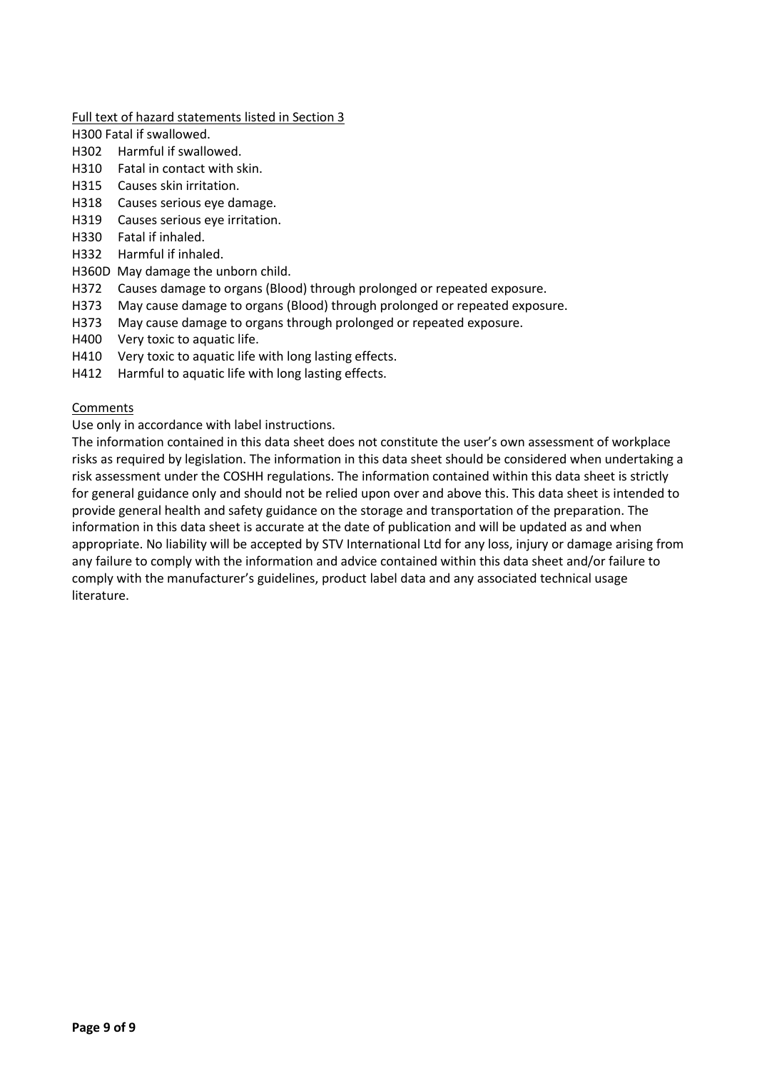Full text of hazard statements listed in Section 3

H300 Fatal if swallowed.
H302 Harmful if swallowed.
H310 Fatal in contact with skin.
H315 Causes skin irritation.
H318 Causes serious eye damage.
H319 Causes serious eye irritation.
H330 Fatal if inhaled.
H332 Harmful if inhaled.
H360D May damage the unborn child.
H372 Causes damage to organs (Blood) through prolonged or repeated exposure.
H373 May cause damage to organs (Blood) through prolonged or repeated exposure.
H373 May cause damage to organs through prolonged or repeated exposure.
H400 Very toxic to aquatic life.
H410 Very toxic to aquatic life with long lasting effects.
H412 Harmful to aquatic life with long lasting effects.

Comments

Use only in accordance with label instructions.

The information contained in this data sheet does not constitute the user's own assessment of workplace risks as required by legislation. The information in this data sheet should be considered when undertaking a risk assessment under the COSHH regulations. The information contained within this data sheet is strictly for general guidance only and should not be relied upon over and above this. This data sheet is intended to provide general health and safety guidance on the storage and transportation of the preparation. The information in this data sheet is accurate at the date of publication and will be updated as and when appropriate. No liability will be accepted by STV International Ltd for any loss, injury or damage arising from any failure to comply with the information and advice contained within this data sheet and/or failure to comply with the manufacturer's guidelines, product label data and any associated technical usage literature.